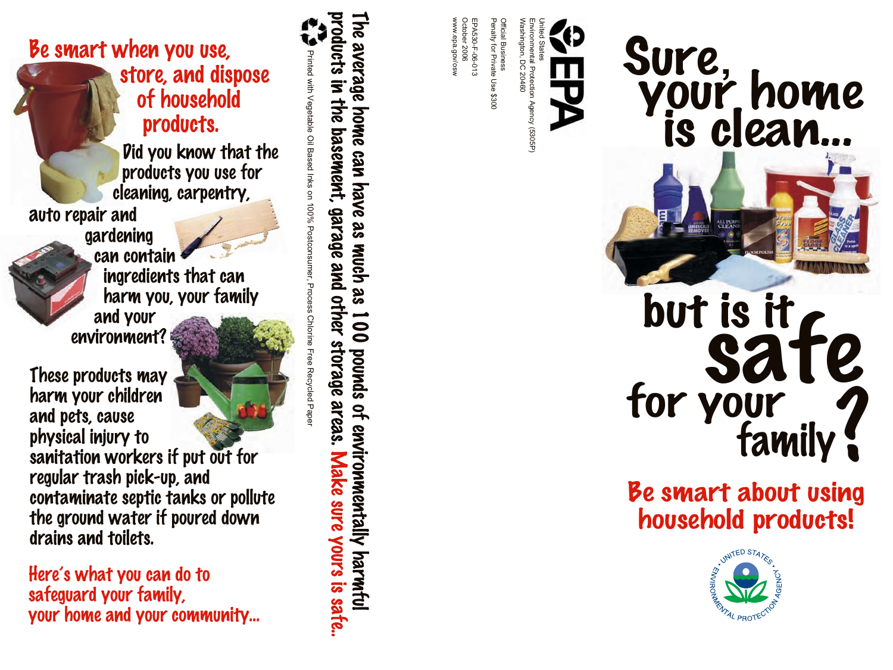# Be smart when you use, store, and dispose of household products.

Did you know that the products you use for cleaning, carpentry, auto repair and gardening can contain ingredients that can harm you, your family and your environment?

These products may harm your children and pets, cause physical injury to sanitation workers if put out for regular trash pick-up, and contaminate septic tanks or pollute the ground water if poured down drains and toilets.

**Here's what you can do to safeguard your family, your home and your community...**

**The average home can have as much as 100 pounds of environmentally harmful products in the basement, garage and other storage areas. Make sure yours is safe.**

Printed with Vegetable Oil Based Inks on 100% Postconsumer, Process Chlorine Free Recycled Paper

EPA

United States
Environmental Protection Agency (5305P)
Washington, DC 20460

Official Business
Penalty for Private Use $300

EPA530-F-06-013
October 2006
www.epa.gov/osw

# Sure, your home is clean... but is it safe for your family?

## Be smart about using household products!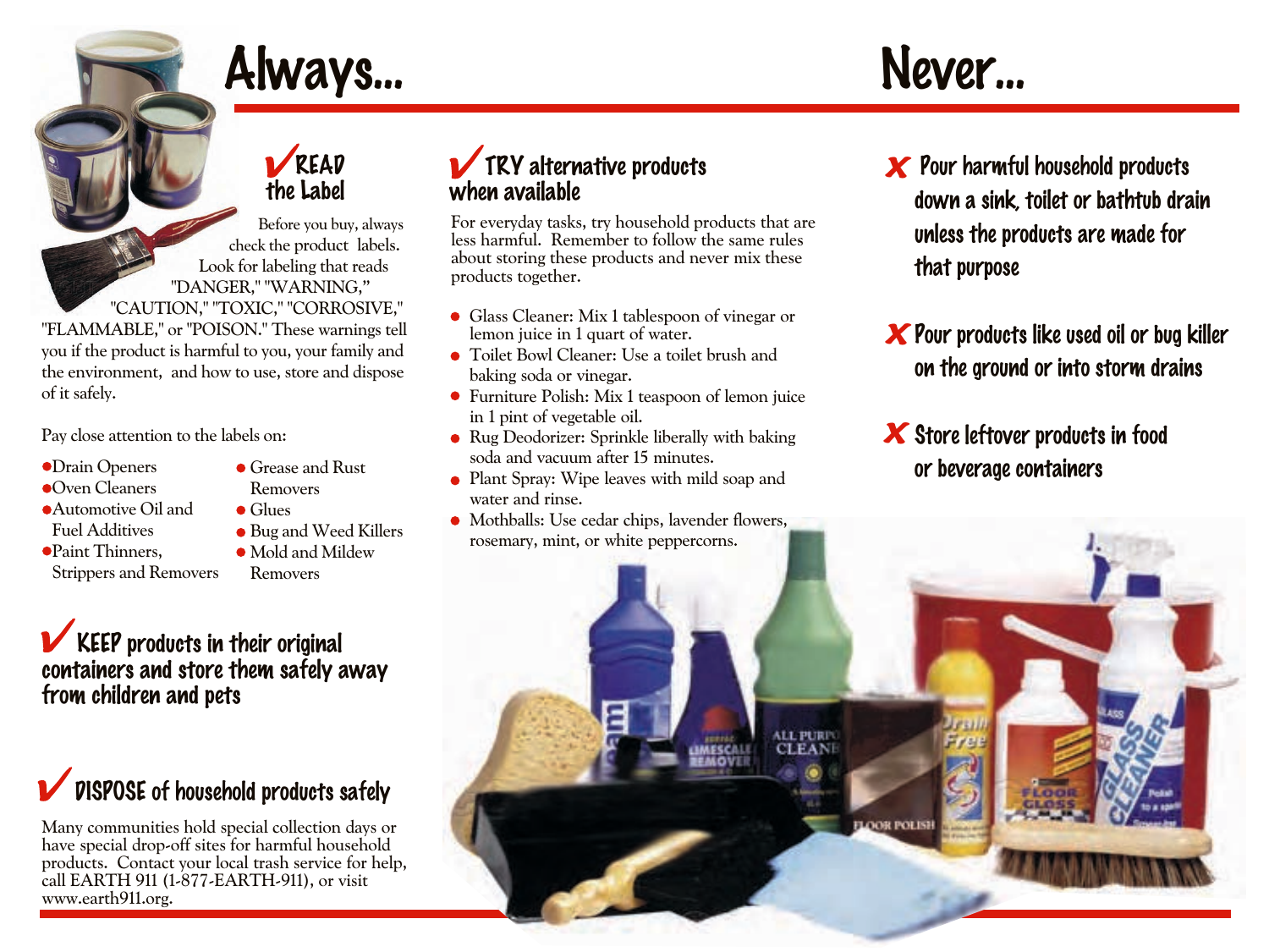# Always...

## ✔ READ the Label

Before you buy, always check the product labels. Look for labeling that reads "DANGER," "WARNING," "CAUTION," "TOXIC," "CORROSIVE," "FLAMMABLE," or "POISON." These warnings tell you if the product is harmful to you, your family and the environment, and how to use, store and dispose of it safely.

Pay close attention to the labels on:

- Drain Openers
- Oven Cleaners
- Automotive Oil and Fuel Additives
- Paint Thinners, Strippers and Removers
- Grease and Rust Removers
- Glues
- Bug and Weed Killers
- Mold and Mildew Removers

## ✔ KEEP products in their original containers and store them safely away from children and pets

## ✔ DISPOSE of household products safely

Many communities hold special collection days or have special drop-off sites for harmful household products. Contact your local trash service for help, call EARTH 911 (1-877-EARTH-911), or visit www.earth911.org.

## ✔ TRY alternative products when available

For everyday tasks, try household products that are less harmful. Remember to follow the same rules about storing these products and never mix these products together.

- Glass Cleaner: Mix 1 tablespoon of vinegar or lemon juice in 1 quart of water.
- Toilet Bowl Cleaner: Use a toilet brush and baking soda or vinegar.
- Furniture Polish: Mix 1 teaspoon of lemon juice in 1 pint of vegetable oil.
- Rug Deodorizer: Sprinkle liberally with baking soda and vacuum after 15 minutes.
- Plant Spray: Wipe leaves with mild soap and water and rinse.
- Mothballs: Use cedar chips, lavender flowers, rosemary, mint, or white peppercorns.

# Never...

✘ Pour harmful household products down a sink, toilet or bathtub drain unless the products are made for that purpose

✘ Pour products like used oil or bug killer on the ground or into storm drains

✘ Store leftover products in food or beverage containers